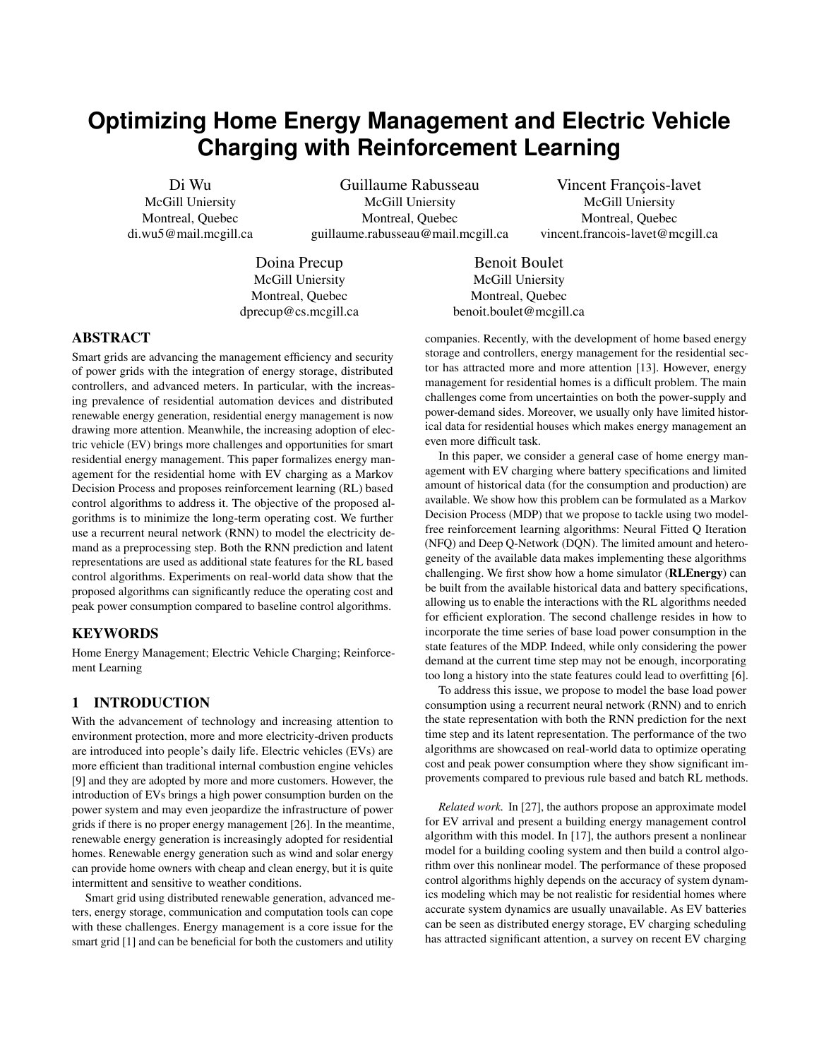# Optimizing Home Energy Management and Electric Vehicle Charging with Reinforcement Learning

Di Wu
McGill Uniersity
Montreal, Quebec
di.wu5@mail.mcgill.ca

Guillaume Rabusseau
McGill Uniersity
Montreal, Quebec
guillaume.rabusseau@mail.mcgill.ca

Vincent François-lavet
McGill Uniersity
Montreal, Quebec
vincent.francois-lavet@mcgill.ca

Doina Precup
McGill Uniersity
Montreal, Quebec
dprecup@cs.mcgill.ca

Benoit Boulet
McGill Uniersity
Montreal, Quebec
benoit.boulet@mcgill.ca

## ABSTRACT

Smart grids are advancing the management efficiency and security of power grids with the integration of energy storage, distributed controllers, and advanced meters. In particular, with the increasing prevalence of residential automation devices and distributed renewable energy generation, residential energy management is now drawing more attention. Meanwhile, the increasing adoption of electric vehicle (EV) brings more challenges and opportunities for smart residential energy management. This paper formalizes energy management for the residential home with EV charging as a Markov Decision Process and proposes reinforcement learning (RL) based control algorithms to address it. The objective of the proposed algorithms is to minimize the long-term operating cost. We further use a recurrent neural network (RNN) to model the electricity demand as a preprocessing step. Both the RNN prediction and latent representations are used as additional state features for the RL based control algorithms. Experiments on real-world data show that the proposed algorithms can significantly reduce the operating cost and peak power consumption compared to baseline control algorithms.

## KEYWORDS

Home Energy Management; Electric Vehicle Charging; Reinforcement Learning

## 1 INTRODUCTION

With the advancement of technology and increasing attention to environment protection, more and more electricity-driven products are introduced into people's daily life. Electric vehicles (EVs) are more efficient than traditional internal combustion engine vehicles [9] and they are adopted by more and more customers. However, the introduction of EVs brings a high power consumption burden on the power system and may even jeopardize the infrastructure of power grids if there is no proper energy management [26]. In the meantime, renewable energy generation is increasingly adopted for residential homes. Renewable energy generation such as wind and solar energy can provide home owners with cheap and clean energy, but it is quite intermittent and sensitive to weather conditions.

Smart grid using distributed renewable generation, advanced meters, energy storage, communication and computation tools can cope with these challenges. Energy management is a core issue for the smart grid [1] and can be beneficial for both the customers and utility companies. Recently, with the development of home based energy storage and controllers, energy management for the residential sector has attracted more and more attention [13]. However, energy management for residential homes is a difficult problem. The main challenges come from uncertainties on both the power-supply and power-demand sides. Moreover, we usually only have limited historical data for residential houses which makes energy management an even more difficult task.

In this paper, we consider a general case of home energy management with EV charging where battery specifications and limited amount of historical data (for the consumption and production) are available. We show how this problem can be formulated as a Markov Decision Process (MDP) that we propose to tackle using two model-free reinforcement learning algorithms: Neural Fitted Q Iteration (NFQ) and Deep Q-Network (DQN). The limited amount and heterogeneity of the available data makes implementing these algorithms challenging. We first show how a home simulator (**RLEnergy**) can be built from the available historical data and battery specifications, allowing us to enable the interactions with the RL algorithms needed for efficient exploration. The second challenge resides in how to incorporate the time series of base load power consumption in the state features of the MDP. Indeed, while only considering the power demand at the current time step may not be enough, incorporating too long a history into the state features could lead to overfitting [6].

To address this issue, we propose to model the base load power consumption using a recurrent neural network (RNN) and to enrich the state representation with both the RNN prediction for the next time step and its latent representation. The performance of the two algorithms are showcased on real-world data to optimize operating cost and peak power consumption where they show significant improvements compared to previous rule based and batch RL methods.

*Related work.* In [27], the authors propose an approximate model for EV arrival and present a building energy management control algorithm with this model. In [17], the authors present a nonlinear model for a building cooling system and then build a control algorithm over this nonlinear model. The performance of these proposed control algorithms highly depends on the accuracy of system dynamics modeling which may be not realistic for residential homes where accurate system dynamics are usually unavailable. As EV batteries can be seen as distributed energy storage, EV charging scheduling has attracted significant attention, a survey on recent EV charging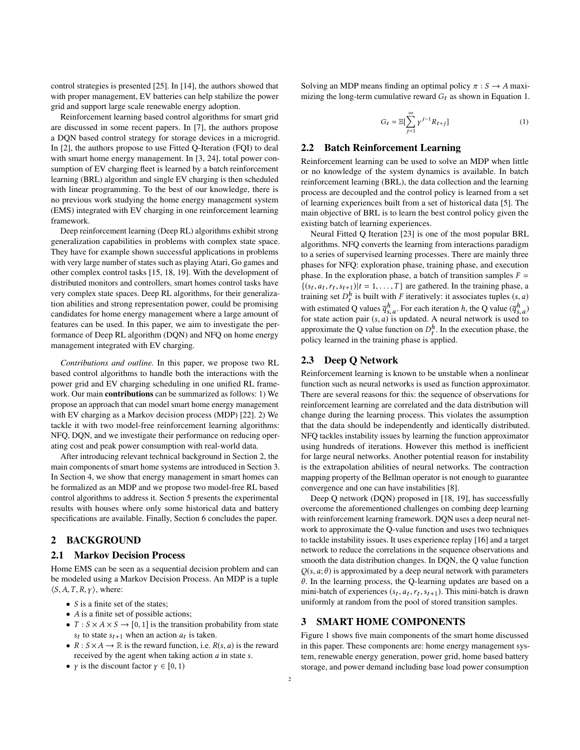control strategies is presented [25]. In [14], the authors showed that with proper management, EV batteries can help stabilize the power grid and support large scale renewable energy adoption.

Reinforcement learning based control algorithms for smart grid are discussed in some recent papers. In [7], the authors propose a DQN based control strategy for storage devices in a microgrid. In [2], the authors propose to use Fitted Q-Iteration (FQI) to deal with smart home energy management. In [3, 24], total power consumption of EV charging fleet is learned by a batch reinforcement learning (BRL) algorithm and single EV charging is then scheduled with linear programming. To the best of our knowledge, there is no previous work studying the home energy management system (EMS) integrated with EV charging in one reinforcement learning framework.

Deep reinforcement learning (Deep RL) algorithms exhibit strong generalization capabilities in problems with complex state space. They have for example shown successful applications in problems with very large number of states such as playing Atari, Go games and other complex control tasks [15, 18, 19]. With the development of distributed monitors and controllers, smart homes control tasks have very complex state spaces. Deep RL algorithms, for their generalization abilities and strong representation power, could be promising candidates for home energy management where a large amount of features can be used. In this paper, we aim to investigate the performance of Deep RL algorithm (DQN) and NFQ on home energy management integrated with EV charging.

*Contributions and outline.* In this paper, we propose two RL based control algorithms to handle both the interactions with the power grid and EV charging scheduling in one unified RL framework. Our main **contributions** can be summarized as follows: 1) We propose an approach that can model smart home energy management with EV charging as a Markov decision process (MDP) [22]. 2) We tackle it with two model-free reinforcement learning algorithms: NFQ, DQN, and we investigate their performance on reducing operating cost and peak power consumption with real-world data.

After introducing relevant technical background in Section 2, the main components of smart home systems are introduced in Section 3. In Section 4, we show that energy management in smart homes can be formalized as an MDP and we propose two model-free RL based control algorithms to address it. Section 5 presents the experimental results with houses where only some historical data and battery specifications are available. Finally, Section 6 concludes the paper.

# 2 BACKGROUND

## 2.1 Markov Decision Process

Home EMS can be seen as a sequential decision problem and can be modeled using a Markov Decision Process. An MDP is a tuple $\langle S, A, T, R, \gamma \rangle$, where:

- $S$ is a finite set of the states;
- $A$ is a finite set of possible actions;
- $T : S \times A \times S \longrightarrow [0, 1]$ is the transition probability from state $s_t$ to state $s_{t+1}$ when an action $a_t$ is taken.
- $R : S \times A \longrightarrow \mathbb{R}$ is the reward function, i.e. $R(s, a)$ is the reward received by the agent when taking action $a$ in state $s$.
- $\gamma$ is the discount factor $\gamma \in [0, 1)$

Solving an MDP means finding an optimal policy $\pi : S \longrightarrow A$ maximizing the long-term cumulative reward $G_t$ as shown in Equation 1.

$$G_t = \mathbb{E}[\sum_{j=1}^{\infty} \gamma^{j-1} R_{t+j}] \tag{1}$$

## 2.2 Batch Reinforcement Learning

Reinforcement learning can be used to solve an MDP when little or no knowledge of the system dynamics is available. In batch reinforcement learning (BRL), the data collection and the learning process are decoupled and the control policy is learned from a set of learning experiences built from a set of historical data [5]. The main objective of BRL is to learn the best control policy given the existing batch of learning experiences.

Neural Fitted Q Iteration [23] is one of the most popular BRL algorithms. NFQ converts the learning from interactions paradigm to a series of supervised learning processes. There are mainly three phases for NFQ: exploration phase, training phase, and execution phase. In the exploration phase, a batch of transition samples $F = \{(s_t, a_t, r_t, s_{t+1}) | t = 1, \ldots, T\}$ are gathered. In the training phase, a training set $D_t^h$ is built with $F$ iteratively: it associates tuples $(s, a)$ with estimated Q values $\overline{q}_{s,a}^h$. For each iteration $h$, the Q value ($\overline{q}_{s,a}^h$) for state action pair $(s, a)$ is updated. A neural network is used to approximate the Q value function on $D_t^h$. In the execution phase, the policy learned in the training phase is applied.

## 2.3 Deep Q Network

Reinforcement learning is known to be unstable when a nonlinear function such as neural networks is used as function approximator. There are several reasons for this: the sequence of observations for reinforcement learning are correlated and the data distribution will change during the learning process. This violates the assumption that the data should be independently and identically distributed. NFQ tackles instability issues by learning the function approximator using hundreds of iterations. However this method is inefficient for large neural networks. Another potential reason for instability is the extrapolation abilities of neural networks. The contraction mapping property of the Bellman operator is not enough to guarantee convergence and one can have instabilities [8].

Deep Q network (DQN) proposed in [18, 19], has successfully overcome the aforementioned challenges on combing deep learning with reinforcement learning framework. DQN uses a deep neural network to approximate the Q-value function and uses two techniques to tackle instability issues. It uses experience replay [16] and a target network to reduce the correlations in the sequence observations and smooth the data distribution changes. In DQN, the Q value function $Q(s, a; \theta)$ is approximated by a deep neural network with parameters $\theta$. In the learning process, the Q-learning updates are based on a mini-batch of experiences $(s_t, a_t, r_t, s_{t+1})$. This mini-batch is drawn uniformly at random from the pool of stored transition samples.

# 3 SMART HOME COMPONENTS

Figure 1 shows five main components of the smart home discussed in this paper. These components are: home energy management system, renewable energy generation, power grid, home based battery storage, and power demand including base load power consumption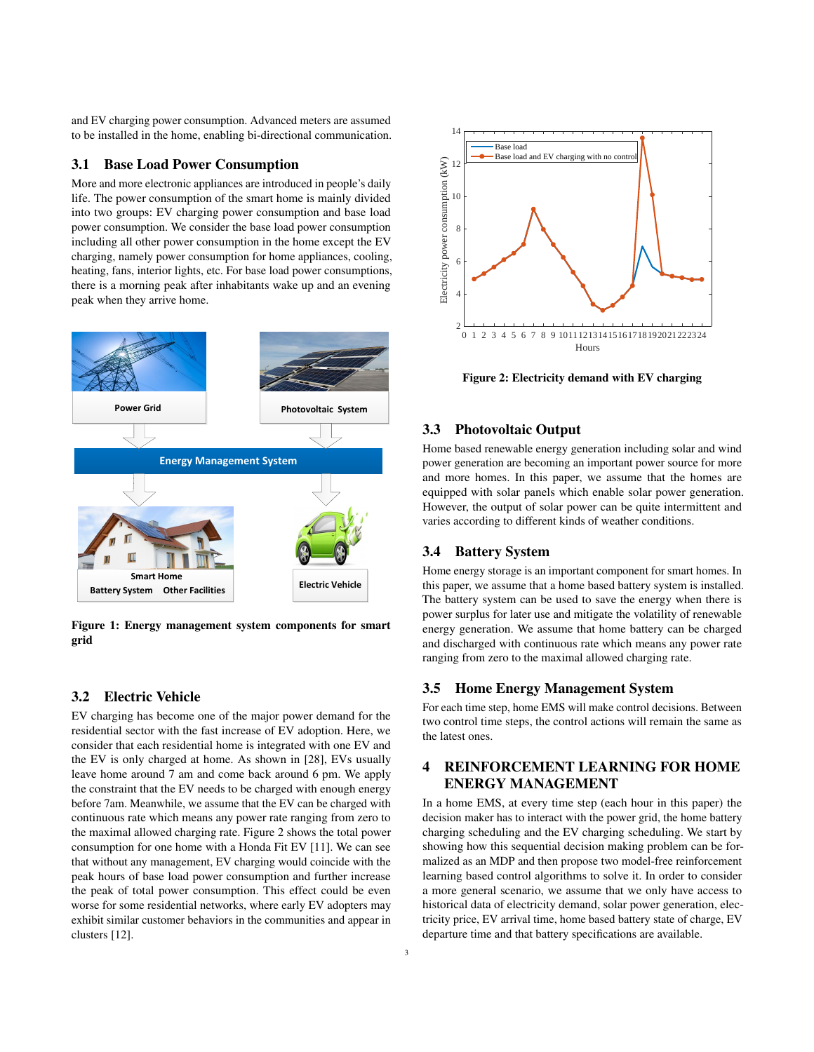and EV charging power consumption. Advanced meters are assumed to be installed in the home, enabling bi-directional communication.

### 3.1 Base Load Power Consumption

More and more electronic appliances are introduced in people's daily life. The power consumption of the smart home is mainly divided into two groups: EV charging power consumption and base load power consumption. We consider the base load power consumption including all other power consumption in the home except the EV charging, namely power consumption for home appliances, cooling, heating, fans, interior lights, etc. For base load power consumptions, there is a morning peak after inhabitants wake up and an evening peak when they arrive home.

Power Grid

Photovoltaic System

Energy Management System

Smart Home

Battery System Other Facilities

Electric Vehicle

**Figure 1: Energy management system components for smart grid**

### 3.2 Electric Vehicle

EV charging has become one of the major power demand for the residential sector with the fast increase of EV adoption. Here, we consider that each residential home is integrated with one EV and the EV is only charged at home. As shown in [28], EVs usually leave home around 7 am and come back around 6 pm. We apply the constraint that the EV needs to be charged with enough energy before 7am. Meanwhile, we assume that the EV can be charged with continuous rate which means any power rate ranging from zero to the maximal allowed charging rate. Figure 2 shows the total power consumption for one home with a Honda Fit EV [11]. We can see that without any management, EV charging would coincide with the peak hours of base load power consumption and further increase the peak of total power consumption. This effect could be even worse for some residential networks, where early EV adopters may exhibit similar customer behaviors in the communities and appear in clusters [12].

Electricity power consumption (kW)

Hours

Base load

Base load and EV charging with no control

14
12
10
8
6
4
2

0 1 2 3 4 5 6 7 8 9 10 11 12 13 14 15 16 17 18 19 20 21 22 23 24

**Figure 2: Electricity demand with EV charging**

### 3.3 Photovoltaic Output

Home based renewable energy generation including solar and wind power generation are becoming an important power source for more and more homes. In this paper, we assume that the homes are equipped with solar panels which enable solar power generation. However, the output of solar power can be quite intermittent and varies according to different kinds of weather conditions.

### 3.4 Battery System

Home energy storage is an important component for smart homes. In this paper, we assume that a home based battery system is installed. The battery system can be used to save the energy when there is power surplus for later use and mitigate the volatility of renewable energy generation. We assume that home battery can be charged and discharged with continuous rate which means any power rate ranging from zero to the maximal allowed charging rate.

### 3.5 Home Energy Management System

For each time step, home EMS will make control decisions. Between two control time steps, the control actions will remain the same as the latest ones.

## 4 REINFORCEMENT LEARNING FOR HOME ENERGY MANAGEMENT

In a home EMS, at every time step (each hour in this paper) the decision maker has to interact with the power grid, the home battery charging scheduling and the EV charging scheduling. We start by showing how this sequential decision making problem can be formalized as an MDP and then propose two model-free reinforcement learning based control algorithms to solve it. In order to consider a more general scenario, we assume that we only have access to historical data of electricity demand, solar power generation, electricity price, EV arrival time, home based battery state of charge, EV departure time and that battery specifications are available.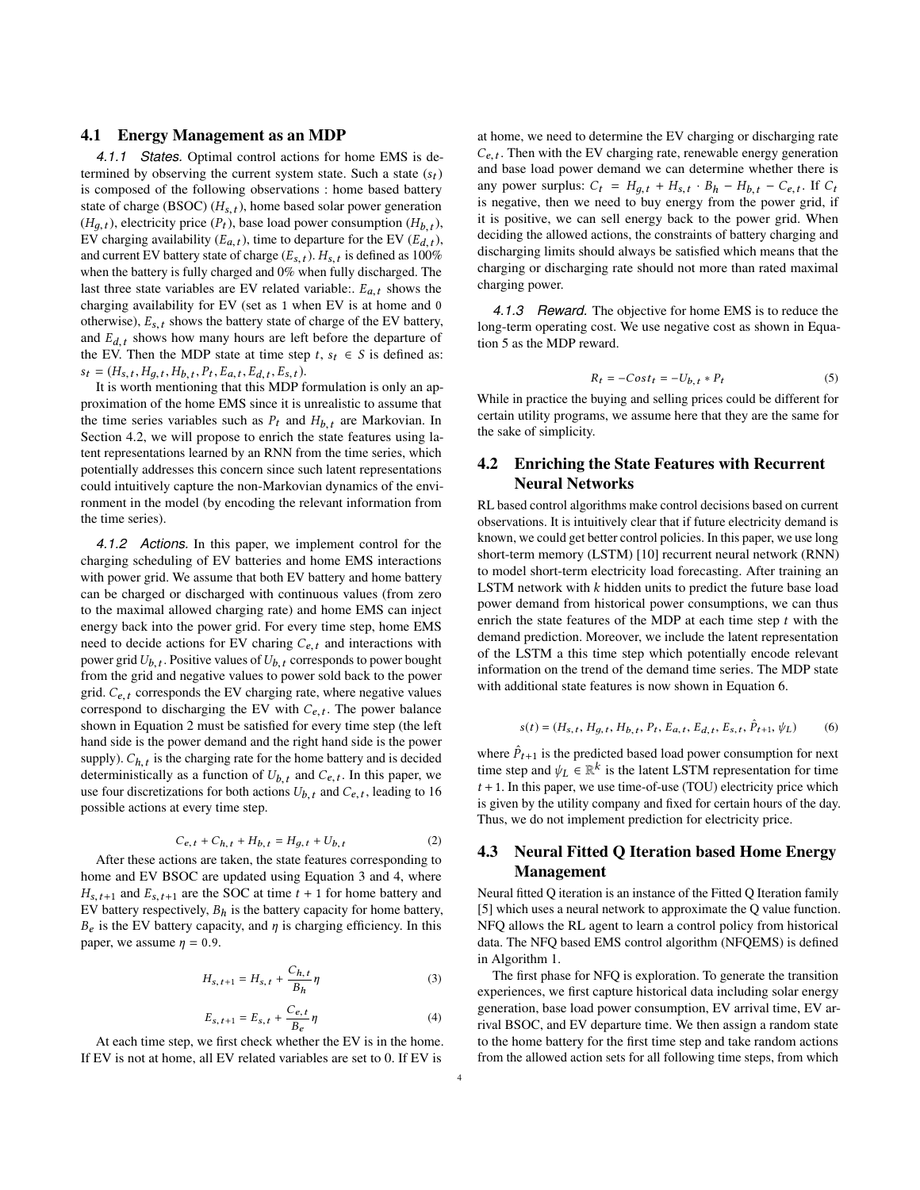## 4.1 Energy Management as an MDP

*4.1.1 States.* Optimal control actions for home EMS is determined by observing the current system state. Such a state ($s_t$) is composed of the following observations : home based battery state of charge (BSOC) ($H_{s,t}$), home based solar power generation ($H_{g,t}$), electricity price ($P_t$), base load power consumption ($H_{b,t}$), EV charging availability ($E_{a,t}$), time to departure for the EV ($E_{d,t}$), and current EV battery state of charge ($E_{s,t}$). $H_{s,t}$ is defined as 100% when the battery is fully charged and 0% when fully discharged. The last three state variables are EV related variable:. $E_{a,t}$ shows the charging availability for EV (set as 1 when EV is at home and 0 otherwise), $E_{s,t}$ shows the battery state of charge of the EV battery, and $E_{d,t}$ shows how many hours are left before the departure of the EV. Then the MDP state at time step $t$, $s_t \in S$ is defined as: $s_t = (H_{s,t}, H_{g,t}, H_{b,t}, P_t, E_{a,t}, E_{d,t}, E_{s,t})$.

It is worth mentioning that this MDP formulation is only an approximation of the home EMS since it is unrealistic to assume that the time series variables such as $P_t$ and $H_{b,t}$ are Markovian. In Section 4.2, we will propose to enrich the state features using latent representations learned by an RNN from the time series, which potentially addresses this concern since such latent representations could intuitively capture the non-Markovian dynamics of the environment in the model (by encoding the relevant information from the time series).

*4.1.2 Actions.* In this paper, we implement control for the charging scheduling of EV batteries and home EMS interactions with power grid. We assume that both EV battery and home battery can be charged or discharged with continuous values (from zero to the maximal allowed charging rate) and home EMS can inject energy back into the power grid. For every time step, home EMS need to decide actions for EV charing $C_{e,t}$ and interactions with power grid $U_{b,t}$. Positive values of $U_{b,t}$ corresponds to power bought from the grid and negative values to power sold back to the power grid. $C_{e,t}$ corresponds the EV charging rate, where negative values correspond to discharging the EV with $C_{e,t}$. The power balance shown in Equation 2 must be satisfied for every time step (the left hand side is the power demand and the right hand side is the power supply). $C_{h,t}$ is the charging rate for the home battery and is decided deterministically as a function of $U_{b,t}$ and $C_{e,t}$. In this paper, we use four discretizations for both actions $U_{b,t}$ and $C_{e,t}$, leading to 16 possible actions at every time step.

$$C_{e,t} + C_{h,t} + H_{b,t} = H_{g,t} + U_{b,t} \tag{2}$$

After these actions are taken, the state features corresponding to home and EV BSOC are updated using Equation 3 and 4, where $H_{s,t+1}$ and $E_{s,t+1}$ are the SOC at time $t+1$ for home battery and EV battery respectively, $B_h$ is the battery capacity for home battery, $B_e$ is the EV battery capacity, and $\eta$ is charging efficiency. In this paper, we assume $\eta = 0.9$.

$$H_{s,t+1} = H_{s,t} + \frac{C_{h,t}}{B_h}\eta \tag{3}$$

$$E_{s,t+1} = E_{s,t} + \frac{C_{e,t}}{B_e}\eta \tag{4}$$

At each time step, we first check whether the EV is in the home. If EV is not at home, all EV related variables are set to 0. If EV is at home, we need to determine the EV charging or discharging rate $C_{e,t}$. Then with the EV charging rate, renewable energy generation and base load power demand we can determine whether there is any power surplus: $C_t = H_{g,t} + H_{s,t} \cdot B_h - H_{b,t} - C_{e,t}$. If $C_t$ is negative, then we need to buy energy from the power grid, if it is positive, we can sell energy back to the power grid. When deciding the allowed actions, the constraints of battery charging and discharging limits should always be satisfied which means that the charging or discharging rate should not more than rated maximal charging power.

*4.1.3 Reward.* The objective for home EMS is to reduce the long-term operating cost. We use negative cost as shown in Equation 5 as the MDP reward.

$$R_t = -Cost_t = -U_{b,t} * P_t \tag{5}$$

While in practice the buying and selling prices could be different for certain utility programs, we assume here that they are the same for the sake of simplicity.

## 4.2 Enriching the State Features with Recurrent Neural Networks

RL based control algorithms make control decisions based on current observations. It is intuitively clear that if future electricity demand is known, we could get better control policies. In this paper, we use long short-term memory (LSTM) [10] recurrent neural network (RNN) to model short-term electricity load forecasting. After training an LSTM network with $k$ hidden units to predict the future base load power demand from historical power consumptions, we can thus enrich the state features of the MDP at each time step $t$ with the demand prediction. Moreover, we include the latent representation of the LSTM a this time step which potentially encode relevant information on the trend of the demand time series. The MDP state with additional state features is now shown in Equation 6.

$$s(t) = (H_{s,t}, H_{g,t}, H_{b,t}, P_t, E_{a,t}, E_{d,t}, E_{s,t}, \hat{P}_{t+1}, \psi_L) \tag{6}$$

where $\hat{P}_{t+1}$ is the predicted based load power consumption for next time step and $\psi_L \in \mathbb{R}^k$ is the latent LSTM representation for time $t+1$. In this paper, we use time-of-use (TOU) electricity price which is given by the utility company and fixed for certain hours of the day. Thus, we do not implement prediction for electricity price.

## 4.3 Neural Fitted Q Iteration based Home Energy Management

Neural fitted Q iteration is an instance of the Fitted Q Iteration family [5] which uses a neural network to approximate the Q value function. NFQ allows the RL agent to learn a control policy from historical data. The NFQ based EMS control algorithm (NFQEMS) is defined in Algorithm 1.

The first phase for NFQ is exploration. To generate the transition experiences, we first capture historical data including solar energy generation, base load power consumption, EV arrival time, EV arrival BSOC, and EV departure time. We then assign a random state to the home battery for the first time step and take random actions from the allowed action sets for all following time steps, from which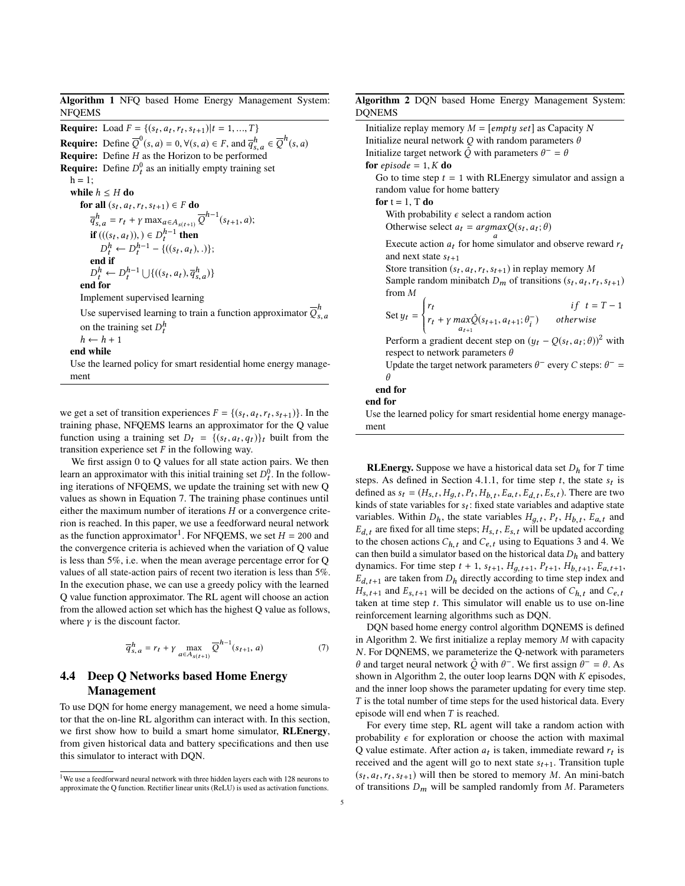**Algorithm 1** NFQ based Home Energy Management System: NFQEMS

**Require:** Load $F = \{(s_t, a_t, r_t, s_{t+1}) | t = 1, ..., T\}$
**Require:** Define $\overline{Q}^0(s, a) = 0, \forall(s, a) \in F$, and $\overline{q}^h_{s,a} \in \overline{Q}^h(s, a)$
**Require:** Define $H$ as the Horizon to be performed
**Require:** Define $D^0_t$ as an initially empty training set

h = 1;
**while** $h \leq H$ **do**
  **for all** $(s_t, a_t, r_t, s_{t+1}) \in F$ **do**
    $\overline{q}^h_{s,a} = r_t + \gamma \max_{a \in A_{s(t+1)}} \overline{Q}^{h-1}(s_{t+1}, a)$;
    **if** $(((s_t, a_t)), ) \in D^{h-1}_t$ **then**
      $D^h_t \leftarrow D^{h-1}_t - \{((s_t, a_t), .)\}$;
    **end if**
    $D^h_t \leftarrow D^{h-1}_t \bigcup \{((s_t, a_t), \overline{q}^h_{s,a})\}$
  **end for**
  Implement supervised learning
  Use supervised learning to train a function approximator $\overline{Q}^h_{s,a}$ on the training set $D^h_t$
  $h \leftarrow h + 1$
**end while**
Use the learned policy for smart residential home energy management

we get a set of transition experiences $F = \{(s_t, a_t, r_t, s_{t+1})\}$. In the training phase, NFQEMS learns an approximator for the Q value function using a training set $D_t = \{(s_t, a_t, q_t)\}_t$ built from the transition experience set $F$ in the following way.

We first assign 0 to Q values for all state action pairs. We then learn an approximator with this initial training set $D^0_t$. In the following iterations of NFQEMS, we update the training set with new Q values as shown in Equation 7. The training phase continues until either the maximum number of iterations $H$ or a convergence criterion is reached. In this paper, we use a feedforward neural network as the function approximator[1]. For NFQEMS, we set $H = 200$ and the convergence criteria is achieved when the variation of Q value is less than 5%, i.e. when the mean average percentage error for Q values of all state-action pairs of recent two iteration is less than 5%. In the execution phase, we can use a greedy policy with the learned Q value function approximator. The RL agent will choose an action from the allowed action set which has the highest Q value as follows, where $\gamma$ is the discount factor.

$$\overline{q}^h_{s,a} = r_t + \gamma \max_{a \in A_{s(t+1)}} \overline{Q}^{h-1}(s_{t+1}, a) \quad (7)$$

## 4.4 Deep Q Networks based Home Energy Management

To use DQN for home energy management, we need a home simulator that the on-line RL algorithm can interact with. In this section, we first show how to build a smart home simulator, **RLEnergy**, from given historical data and battery specifications and then use this simulator to interact with DQN.

[1] We use a feedforward neural network with three hidden layers each with 128 neurons to approximate the Q function. Rectifier linear units (ReLU) is used as activation functions.

**Algorithm 2** DQN based Home Energy Management System: DQNEMS

Initialize replay memory $M = [empty\ set]$ as Capacity $N$
Initialize neural network $Q$ with random parameters $\theta$
Initialize target network $\hat{Q}$ with parameters $\theta^- = \theta$
**for** $episode = 1, K$ **do**
  Go to time step $t = 1$ with RLEnergy simulator and assign a random value for home battery
  **for** t = 1, T **do**
    With probability $\epsilon$ select a random action
    Otherwise select $a_t = \underset{a}{argmax} Q(s_t, a_t; \theta)$
    Execute action $a_t$ for home simulator and observe reward $r_t$ and next state $s_{t+1}$
    Store transition $(s_t, a_t, r_t, s_{t+1})$ in replay memory $M$
    Sample random minibatch $D_m$ of transitions $(s_t, a_t, r_t, s_{t+1})$ from $M$
    Set $y_t = \begin{cases} r_t & if \ \ t = T - 1 \\ r_t + \gamma \underset{a_{t+1}}{max} \hat{Q}(s_{t+1}, a_{t+1}; \theta^-_i) & otherwise \end{cases}$
    Perform a gradient decent step on $(y_t - Q(s_t, a_t; \theta))^2$ with respect to network parameters $\theta$
    Update the target network parameters $\theta^-$ every $C$ steps: $\theta^- = \theta$
  **end for**
**end for**
Use the learned policy for smart residential home energy management

**RLEnergy.** Suppose we have a historical data set $D_h$ for $T$ time steps. As defined in Section 4.1.1, for time step $t$, the state $s_t$ is defined as $s_t = (H_{s,t}, H_{g,t}, P_t, H_{b,t}, E_{a,t}, E_{d,t}, E_{s,t})$. There are two kinds of state variables for $s_t$: fixed state variables and adaptive state variables. Within $D_h$, the state variables $H_{g,t}$, $P_t$, $H_{b,t}$, $E_{a,t}$ and $E_{d,t}$ are fixed for all time steps; $H_{s,t}$, $E_{s,t}$ will be updated according to the chosen actions $C_{h,t}$ and $C_{e,t}$ using to Equations 3 and 4. We can then build a simulator based on the historical data $D_h$ and battery dynamics. For time step $t + 1$, $s_{t+1}$, $H_{g,t+1}$, $P_{t+1}$, $H_{b,t+1}$, $E_{a,t+1}$, $E_{d,t+1}$ are taken from $D_h$ directly according to time step index and $H_{s,t+1}$ and $E_{s,t+1}$ will be decided on the actions of $C_{h,t}$ and $C_{e,t}$ taken at time step $t$. This simulator will enable us to use on-line reinforcement learning algorithms such as DQN.

DQN based home energy control algorithm DQNEMS is defined in Algorithm 2. We first initialize a replay memory $M$ with capacity $N$. For DQNEMS, we parameterize the Q-network with parameters $\theta$ and target neural network $\hat{Q}$ with $\theta^-$. We first assign $\theta^- = \theta$. As shown in Algorithm 2, the outer loop learns DQN with $K$ episodes, and the inner loop shows the parameter updating for every time step. $T$ is the total number of time steps for the used historical data. Every episode will end when $T$ is reached.

For every time step, RL agent will take a random action with probability $\epsilon$ for exploration or choose the action with maximal Q value estimate. After action $a_t$ is taken, immediate reward $r_t$ is received and the agent will go to next state $s_{t+1}$. Transition tuple $(s_t, a_t, r_t, s_{t+1})$ will then be stored to memory $M$. An mini-batch of transitions $D_m$ will be sampled randomly from $M$. Parameters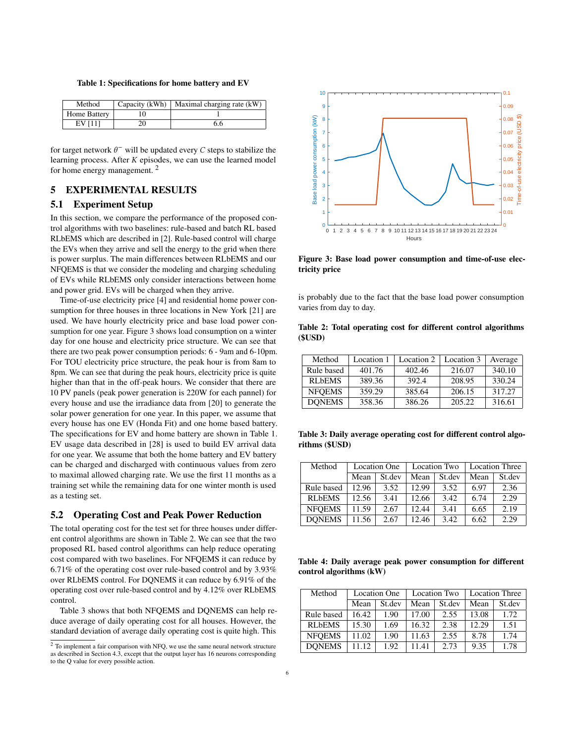**Table 1: Specifications for home battery and EV**

| Method | Capacity (kWh) | Maximal charging rate (kW) |
|---|---|---|
| Home Battery | 10 | 1 |
| EV [11] | 20 | 6.6 |

for target network $\theta^-$ will be updated every $C$ steps to stabilize the learning process. After $K$ episodes, we can use the learned model for home energy management. [2]

# 5 EXPERIMENTAL RESULTS

## 5.1 Experiment Setup

In this section, we compare the performance of the proposed control algorithms with two baselines: rule-based and batch RL based RLbEMS which are described in [2]. Rule-based control will charge the EVs when they arrive and sell the energy to the grid when there is power surplus. The main differences between RLbEMS and our NFQEMS is that we consider the modeling and charging scheduling of EVs while RLbEMS only consider interactions between home and power grid. EVs will be charged when they arrive.

Time-of-use electricity price [4] and residential home power consumption for three houses in three locations in New York [21] are used. We have hourly electricity price and base load power consumption for one year. Figure 3 shows load consumption on a winter day for one house and electricity price structure. We can see that there are two peak power consumption periods: 6 - 9am and 6-10pm. For TOU electricity price structure, the peak hour is from 8am to 8pm. We can see that during the peak hours, electricity price is quite higher than that in the off-peak hours. We consider that there are 10 PV panels (peak power generation is 220W for each pannel) for every house and use the irradiance data from [20] to generate the solar power generation for one year. In this paper, we assume that every house has one EV (Honda Fit) and one home based battery. The specifications for EV and home battery are shown in Table 1. EV usage data described in [28] is used to build EV arrival data for one year. We assume that both the home battery and EV battery can be charged and discharged with continuous values from zero to maximal allowed charging rate. We use the first 11 months as a training set while the remaining data for one winter month is used as a testing set.

## 5.2 Operating Cost and Peak Power Reduction

The total operating cost for the test set for three houses under different control algorithms are shown in Table 2. We can see that the two proposed RL based control algorithms can help reduce operating cost compared with two baselines. For NFQEMS it can reduce by 6.71% of the operating cost over rule-based control and by 3.93% over RLbEMS control. For DQNEMS it can reduce by 6.91% of the operating cost over rule-based control and by 4.12% over RLbEMS control.

Table 3 shows that both NFQEMS and DQNEMS can help reduce average of daily operating cost for all houses. However, the standard deviation of average daily operating cost is quite high. This is probably due to the fact that the base load power consumption varies from day to day.

[2] To implement a fair comparison with NFQ, we use the same neural network structure as described in Section 4.3, except that the output layer has 16 neurons corresponding to the Q value for every possible action.

Base load power consumption (kW)
Time-of-use electricity price (USD $)
Hours
0 1 2 3 4 5 6 7 8 9 10 11 12 13 14 15 16 17 18 19 20 21 22 23 24
0 1 2 3 4 5 6 7 8 9 10
0 0.01 0.02 0.03 0.04 0.05 0.06 0.07 0.08 0.09 0.1

**Figure 3: Base load power consumption and time-of-use electricity price**

**Table 2: Total operating cost for different control algorithms ($USD)**

| Method | Location 1 | Location 2 | Location 3 | Average |
|---|---|---|---|---|
| Rule based | 401.76 | 402.46 | 216.07 | 340.10 |
| RLbEMS | 389.36 | 392.4 | 208.95 | 330.24 |
| NFQEMS | 359.29 | 385.64 | 206.15 | 317.27 |
| DQNEMS | 358.36 | 386.26 | 205.22 | 316.61 |

**Table 3: Daily average operating cost for different control algorithms ($USD)**

| Method | Location One | | Location Two | | Location Three | |
|---|---|---|---|---|---|---|
| | Mean | St.dev | Mean | St.dev | Mean | St.dev |
| Rule based | 12.96 | 3.52 | 12.99 | 3.52 | 6.97 | 2.36 |
| RLbEMS | 12.56 | 3.41 | 12.66 | 3.42 | 6.74 | 2.29 |
| NFQEMS | 11.59 | 2.67 | 12.44 | 3.41 | 6.65 | 2.19 |
| DQNEMS | 11.56 | 2.67 | 12.46 | 3.42 | 6.62 | 2.29 |

**Table 4: Daily average peak power consumption for different control algorithms (kW)**

| Method | Location One | | Location Two | | Location Three | |
|---|---|---|---|---|---|---|
| | Mean | St.dev | Mean | St.dev | Mean | St.dev |
| Rule based | 16.42 | 1.90 | 17.00 | 2.55 | 13.08 | 1.72 |
| RLbEMS | 15.30 | 1.69 | 16.32 | 2.38 | 12.29 | 1.51 |
| NFQEMS | 11.02 | 1.90 | 11.63 | 2.55 | 8.78 | 1.74 |
| DQNEMS | 11.12 | 1.92 | 11.41 | 2.73 | 9.35 | 1.78 |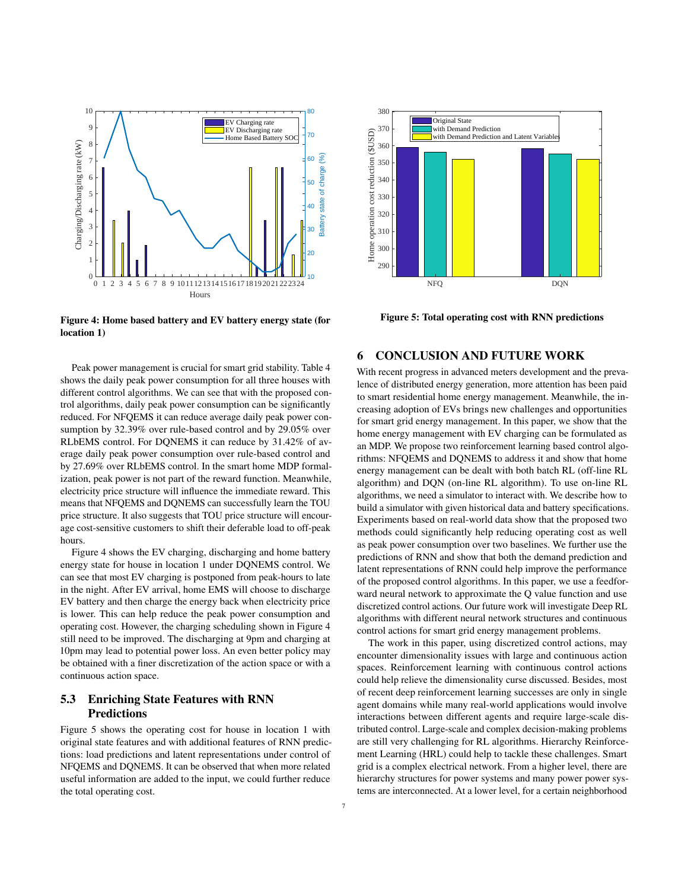10
9
8
7
6
5
4
3
2
1
0
0 1 2 3 4 5 6 7 8 9 10 11 12 13 14 15 16 17 18 19 20 21 22 23 24
Hours
Charging/Discharging rate (kW)
Battery state of charge (%)
80
70
60
50
40
30
20
10
EV Charging rate
EV Discharging rate
Home Based Battery SOC

**Figure 4: Home based battery and EV battery energy state (for location 1)**

380
370
360
350
340
330
320
310
300
290
Home operation cost reduction ($USD)
Original State
with Demand Prediction
with Demand Prediction and Latent Variables
NFQ
DQN

**Figure 5: Total operating cost with RNN predictions**

Peak power management is crucial for smart grid stability. Table 4 shows the daily peak power consumption for all three houses with different control algorithms. We can see that with the proposed control algorithms, daily peak power consumption can be significantly reduced. For NFQEMS it can reduce average daily peak power consumption by 32.39% over rule-based control and by 29.05% over RLbEMS control. For DQNEMS it can reduce by 31.42% of average daily peak power consumption over rule-based control and by 27.69% over RLbEMS control. In the smart home MDP formalization, peak power is not part of the reward function. Meanwhile, electricity price structure will influence the immediate reward. This means that NFQEMS and DQNEMS can successfully learn the TOU price structure. It also suggests that TOU price structure will encourage cost-sensitive customers to shift their deferable load to off-peak hours.

Figure 4 shows the EV charging, discharging and home battery energy state for house in location 1 under DQNEMS control. We can see that most EV charging is postponed from peak-hours to late in the night. After EV arrival, home EMS will choose to discharge EV battery and then charge the energy back when electricity price is lower. This can help reduce the peak power consumption and operating cost. However, the charging scheduling shown in Figure 4 still need to be improved. The discharging at 9pm and charging at 10pm may lead to potential power loss. An even better policy may be obtained with a finer discretization of the action space or with a continuous action space.

### 5.3 Enriching State Features with RNN Predictions

Figure 5 shows the operating cost for house in location 1 with original state features and with additional features of RNN predictions: load predictions and latent representations under control of NFQEMS and DQNEMS. It can be observed that when more related useful information are added to the input, we could further reduce the total operating cost.

## 6 CONCLUSION AND FUTURE WORK

With recent progress in advanced meters development and the prevalence of distributed energy generation, more attention has been paid to smart residential home energy management. Meanwhile, the increasing adoption of EVs brings new challenges and opportunities for smart grid energy management. In this paper, we show that the home energy management with EV charging can be formulated as an MDP. We propose two reinforcement learning based control algorithms: NFQEMS and DQNEMS to address it and show that home energy management can be dealt with both batch RL (off-line RL algorithm) and DQN (on-line RL algorithm). To use on-line RL algorithms, we need a simulator to interact with. We describe how to build a simulator with given historical data and battery specifications. Experiments based on real-world data show that the proposed two methods could significantly help reducing operating cost as well as peak power consumption over two baselines. We further use the predictions of RNN and show that both the demand prediction and latent representations of RNN could help improve the performance of the proposed control algorithms. In this paper, we use a feedforward neural network to approximate the Q value function and use discretized control actions. Our future work will investigate Deep RL algorithms with different neural network structures and continuous control actions for smart grid energy management problems.

The work in this paper, using discretized control actions, may encounter dimensionality issues with large and continuous action spaces. Reinforcement learning with continuous control actions could help relieve the dimensionality curse discussed. Besides, most of recent deep reinforcement learning successes are only in single agent domains while many real-world applications would involve interactions between different agents and require large-scale distributed control. Large-scale and complex decision-making problems are still very challenging for RL algorithms. Hierarchy Reinforcement Learning (HRL) could help to tackle these challenges. Smart grid is a complex electrical network. From a higher level, there are hierarchy structures for power systems and many power power systems are interconnected. At a lower level, for a certain neighborhood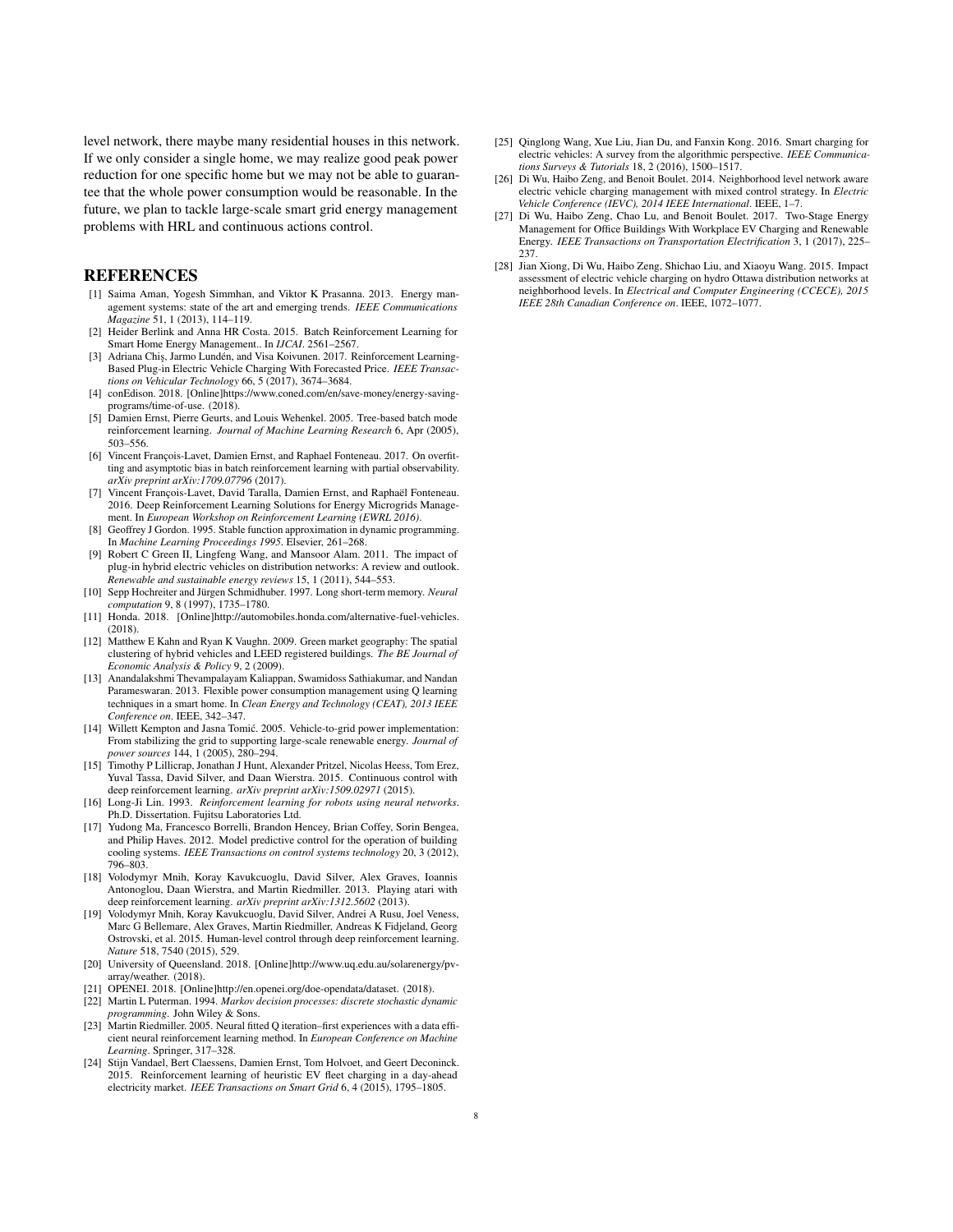level network, there maybe many residential houses in this network. If we only consider a single home, we may realize good peak power reduction for one specific home but we may not be able to guarantee that the whole power consumption would be reasonable. In the future, we plan to tackle large-scale smart grid energy management problems with HRL and continuous actions control.

## REFERENCES

[1] Saima Aman, Yogesh Simmhan, and Viktor K Prasanna. 2013. Energy management systems: state of the art and emerging trends. *IEEE Communications Magazine* 51, 1 (2013), 114–119.

[2] Heider Berlink and Anna HR Costa. 2015. Batch Reinforcement Learning for Smart Home Energy Management.. In *IJCAI*. 2561–2567.

[3] Adriana Chiş, Jarmo Lundén, and Visa Koivunen. 2017. Reinforcement Learning-Based Plug-in Electric Vehicle Charging With Forecasted Price. *IEEE Transactions on Vehicular Technology* 66, 5 (2017), 3674–3684.

[4] conEdison. 2018. [Online]https://www.coned.com/en/save-money/energy-saving-programs/time-of-use. (2018).

[5] Damien Ernst, Pierre Geurts, and Louis Wehenkel. 2005. Tree-based batch mode reinforcement learning. *Journal of Machine Learning Research* 6, Apr (2005), 503–556.

[6] Vincent François-Lavet, Damien Ernst, and Raphael Fonteneau. 2017. On overfitting and asymptotic bias in batch reinforcement learning with partial observability. *arXiv preprint arXiv:1709.07796* (2017).

[7] Vincent François-Lavet, David Taralla, Damien Ernst, and Raphaël Fonteneau. 2016. Deep Reinforcement Learning Solutions for Energy Microgrids Management. In *European Workshop on Reinforcement Learning (EWRL 2016)*.

[8] Geoffrey J Gordon. 1995. Stable function approximation in dynamic programming. In *Machine Learning Proceedings 1995*. Elsevier, 261–268.

[9] Robert C Green II, Lingfeng Wang, and Mansoor Alam. 2011. The impact of plug-in hybrid electric vehicles on distribution networks: A review and outlook. *Renewable and sustainable energy reviews* 15, 1 (2011), 544–553.

[10] Sepp Hochreiter and Jürgen Schmidhuber. 1997. Long short-term memory. *Neural computation* 9, 8 (1997), 1735–1780.

[11] Honda. 2018. [Online]http://automobiles.honda.com/alternative-fuel-vehicles. (2018).

[12] Matthew E Kahn and Ryan K Vaughn. 2009. Green market geography: The spatial clustering of hybrid vehicles and LEED registered buildings. *The BE Journal of Economic Analysis & Policy* 9, 2 (2009).

[13] Anandalakshmi Thevampalayam Kaliappan, Swamidoss Sathiakumar, and Nandan Parameswaran. 2013. Flexible power consumption management using Q learning techniques in a smart home. In *Clean Energy and Technology (CEAT), 2013 IEEE Conference on*. IEEE, 342–347.

[14] Willett Kempton and Jasna Tomić. 2005. Vehicle-to-grid power implementation: From stabilizing the grid to supporting large-scale renewable energy. *Journal of power sources* 144, 1 (2005), 280–294.

[15] Timothy P Lillicrap, Jonathan J Hunt, Alexander Pritzel, Nicolas Heess, Tom Erez, Yuval Tassa, David Silver, and Daan Wierstra. 2015. Continuous control with deep reinforcement learning. *arXiv preprint arXiv:1509.02971* (2015).

[16] Long-Ji Lin. 1993. *Reinforcement learning for robots using neural networks*. Ph.D. Dissertation. Fujitsu Laboratories Ltd.

[17] Yudong Ma, Francesco Borrelli, Brandon Hencey, Brian Coffey, Sorin Bengea, and Philip Haves. 2012. Model predictive control for the operation of building cooling systems. *IEEE Transactions on control systems technology* 20, 3 (2012), 796–803.

[18] Volodymyr Mnih, Koray Kavukcuoglu, David Silver, Alex Graves, Ioannis Antonoglou, Daan Wierstra, and Martin Riedmiller. 2013. Playing atari with deep reinforcement learning. *arXiv preprint arXiv:1312.5602* (2013).

[19] Volodymyr Mnih, Koray Kavukcuoglu, David Silver, Andrei A Rusu, Joel Veness, Marc G Bellemare, Alex Graves, Martin Riedmiller, Andreas K Fidjeland, Georg Ostrovski, et al. 2015. Human-level control through deep reinforcement learning. *Nature* 518, 7540 (2015), 529.

[20] University of Queensland. 2018. [Online]http://www.uq.edu.au/solarenergy/pv-array/weather. (2018).

[21] OPENEI. 2018. [Online]http://en.openei.org/doe-opendata/dataset. (2018).

[22] Martin L Puterman. 1994. *Markov decision processes: discrete stochastic dynamic programming*. John Wiley & Sons.

[23] Martin Riedmiller. 2005. Neural fitted Q iteration–first experiences with a data efficient neural reinforcement learning method. In *European Conference on Machine Learning*. Springer, 317–328.

[24] Stijn Vandael, Bert Claessens, Damien Ernst, Tom Holvoet, and Geert Deconinck. 2015. Reinforcement learning of heuristic EV fleet charging in a day-ahead electricity market. *IEEE Transactions on Smart Grid* 6, 4 (2015), 1795–1805.

[25] Qinglong Wang, Xue Liu, Jian Du, and Fanxin Kong. 2016. Smart charging for electric vehicles: A survey from the algorithmic perspective. *IEEE Communications Surveys & Tutorials* 18, 2 (2016), 1500–1517.

[26] Di Wu, Haibo Zeng, and Benoit Boulet. 2014. Neighborhood level network aware electric vehicle charging management with mixed control strategy. In *Electric Vehicle Conference (IEVC), 2014 IEEE International*. IEEE, 1–7.

[27] Di Wu, Haibo Zeng, Chao Lu, and Benoit Boulet. 2017. Two-Stage Energy Management for Office Buildings With Workplace EV Charging and Renewable Energy. *IEEE Transactions on Transportation Electrification* 3, 1 (2017), 225–237.

[28] Jian Xiong, Di Wu, Haibo Zeng, Shichao Liu, and Xiaoyu Wang. 2015. Impact assessment of electric vehicle charging on hydro Ottawa distribution networks at neighborhood levels. In *Electrical and Computer Engineering (CCECE), 2015 IEEE 28th Canadian Conference on*. IEEE, 1072–1077.